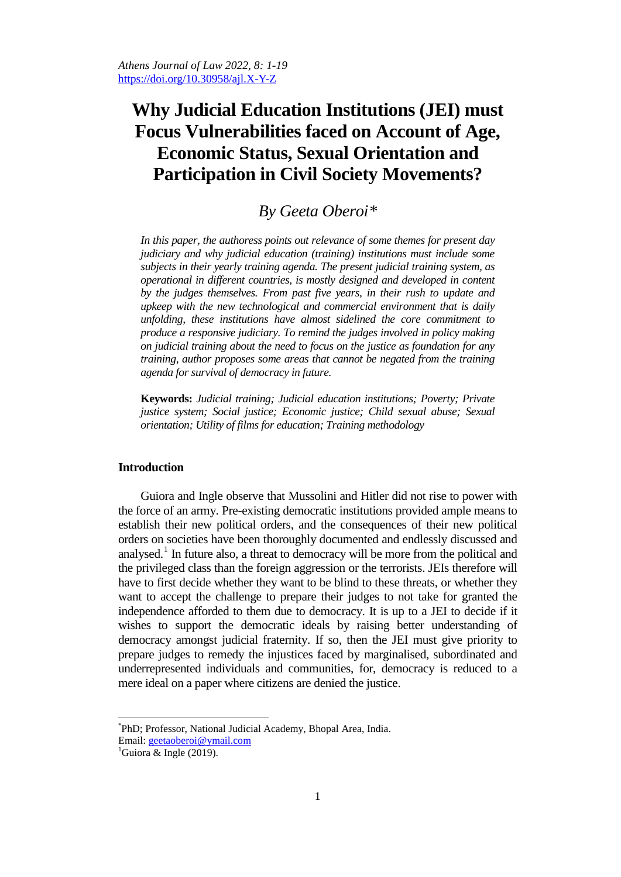Athens Journal of Law 2022, 8: 1-19
https://doi.org/10.30958/ajl.X-Y-Z

# Why Judicial Education Institutions (JEI) must Focus Vulnerabilities faced on Account of Age, Economic Status, Sexual Orientation and Participation in Civil Society Movements?

*By Geeta Oberoi[*]*

*In this paper, the authoress points out relevance of some themes for present day judiciary and why judicial education (training) institutions must include some subjects in their yearly training agenda. The present judicial training system, as operational in different countries, is mostly designed and developed in content by the judges themselves. From past five years, in their rush to update and upkeep with the new technological and commercial environment that is daily unfolding, these institutions have almost sidelined the core commitment to produce a responsive judiciary. To remind the judges involved in policy making on judicial training about the need to focus on the justice as foundation for any training, author proposes some areas that cannot be negated from the training agenda for survival of democracy in future.*

**Keywords:** *Judicial training; Judicial education institutions; Poverty; Private justice system; Social justice; Economic justice; Child sexual abuse; Sexual orientation; Utility of films for education; Training methodology*

## Introduction

Guiora and Ingle observe that Mussolini and Hitler did not rise to power with the force of an army. Pre-existing democratic institutions provided ample means to establish their new political orders, and the consequences of their new political orders on societies have been thoroughly documented and endlessly discussed and analysed.[1] In future also, a threat to democracy will be more from the political and the privileged class than the foreign aggression or the terrorists. JEIs therefore will have to first decide whether they want to be blind to these threats, or whether they want to accept the challenge to prepare their judges to not take for granted the independence afforded to them due to democracy. It is up to a JEI to decide if it wishes to support the democratic ideals by raising better understanding of democracy amongst judicial fraternity. If so, then the JEI must give priority to prepare judges to remedy the injustices faced by marginalised, subordinated and underrepresented individuals and communities, for, democracy is reduced to a mere ideal on a paper where citizens are denied the justice.

---

[*] PhD; Professor, National Judicial Academy, Bhopal Area, India. Email: geetaoberoi@ymail.com

[1] Guiora & Ingle (2019).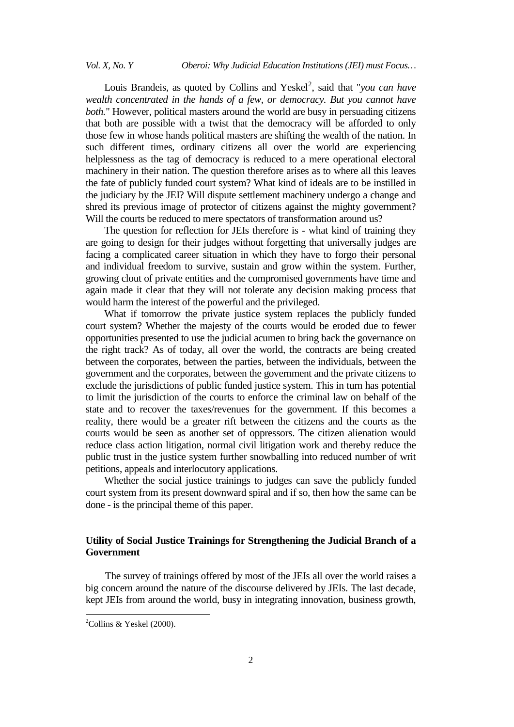Louis Brandeis, as quoted by Collins and Yeskel[2], said that "*you can have wealth concentrated in the hands of a few, or democracy. But you cannot have both.*" However, political masters around the world are busy in persuading citizens that both are possible with a twist that the democracy will be afforded to only those few in whose hands political masters are shifting the wealth of the nation. In such different times, ordinary citizens all over the world are experiencing helplessness as the tag of democracy is reduced to a mere operational electoral machinery in their nation. The question therefore arises as to where all this leaves the fate of publicly funded court system? What kind of ideals are to be instilled in the judiciary by the JEI? Will dispute settlement machinery undergo a change and shred its previous image of protector of citizens against the mighty government? Will the courts be reduced to mere spectators of transformation around us?

The question for reflection for JEIs therefore is - what kind of training they are going to design for their judges without forgetting that universally judges are facing a complicated career situation in which they have to forgo their personal and individual freedom to survive, sustain and grow within the system. Further, growing clout of private entities and the compromised governments have time and again made it clear that they will not tolerate any decision making process that would harm the interest of the powerful and the privileged.

What if tomorrow the private justice system replaces the publicly funded court system? Whether the majesty of the courts would be eroded due to fewer opportunities presented to use the judicial acumen to bring back the governance on the right track? As of today, all over the world, the contracts are being created between the corporates, between the parties, between the individuals, between the government and the corporates, between the government and the private citizens to exclude the jurisdictions of public funded justice system. This in turn has potential to limit the jurisdiction of the courts to enforce the criminal law on behalf of the state and to recover the taxes/revenues for the government. If this becomes a reality, there would be a greater rift between the citizens and the courts as the courts would be seen as another set of oppressors. The citizen alienation would reduce class action litigation, normal civil litigation work and thereby reduce the public trust in the justice system further snowballing into reduced number of writ petitions, appeals and interlocutory applications.

Whether the social justice trainings to judges can save the publicly funded court system from its present downward spiral and if so, then how the same can be done - is the principal theme of this paper.

## Utility of Social Justice Trainings for Strengthening the Judicial Branch of a Government

The survey of trainings offered by most of the JEIs all over the world raises a big concern around the nature of the discourse delivered by JEIs. The last decade, kept JEIs from around the world, busy in integrating innovation, business growth,

[2]Collins & Yeskel (2000).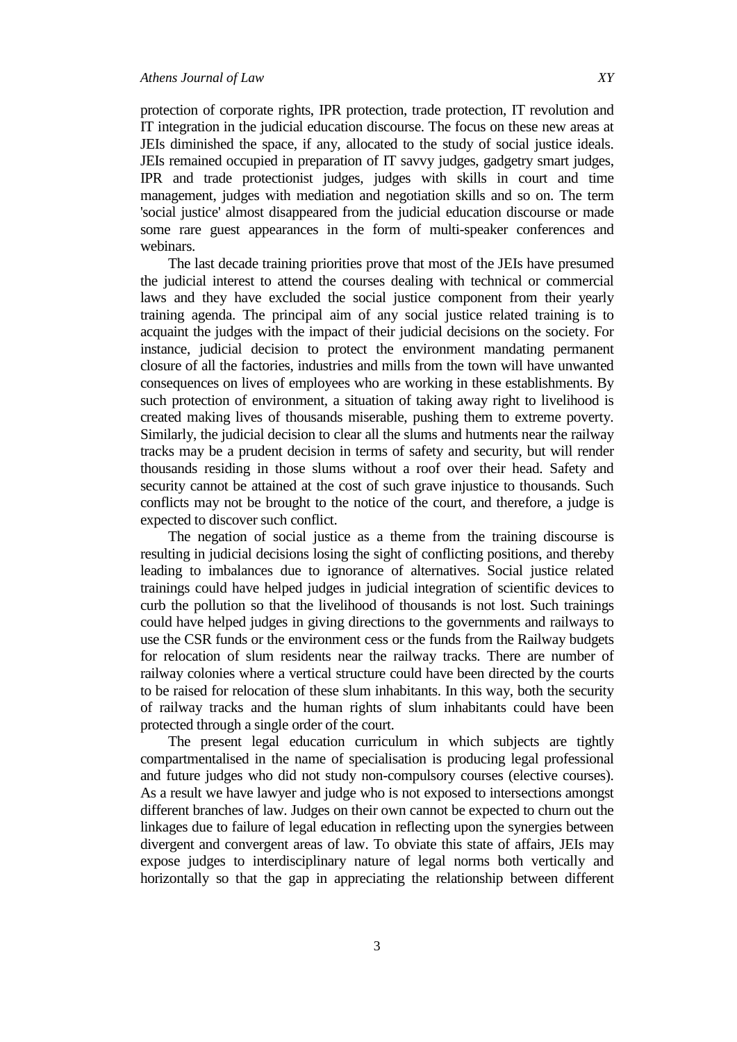protection of corporate rights, IPR protection, trade protection, IT revolution and IT integration in the judicial education discourse. The focus on these new areas at JEIs diminished the space, if any, allocated to the study of social justice ideals. JEIs remained occupied in preparation of IT savvy judges, gadgetry smart judges, IPR and trade protectionist judges, judges with skills in court and time management, judges with mediation and negotiation skills and so on. The term 'social justice' almost disappeared from the judicial education discourse or made some rare guest appearances in the form of multi-speaker conferences and webinars.

The last decade training priorities prove that most of the JEIs have presumed the judicial interest to attend the courses dealing with technical or commercial laws and they have excluded the social justice component from their yearly training agenda. The principal aim of any social justice related training is to acquaint the judges with the impact of their judicial decisions on the society. For instance, judicial decision to protect the environment mandating permanent closure of all the factories, industries and mills from the town will have unwanted consequences on lives of employees who are working in these establishments. By such protection of environment, a situation of taking away right to livelihood is created making lives of thousands miserable, pushing them to extreme poverty. Similarly, the judicial decision to clear all the slums and hutments near the railway tracks may be a prudent decision in terms of safety and security, but will render thousands residing in those slums without a roof over their head. Safety and security cannot be attained at the cost of such grave injustice to thousands. Such conflicts may not be brought to the notice of the court, and therefore, a judge is expected to discover such conflict.

The negation of social justice as a theme from the training discourse is resulting in judicial decisions losing the sight of conflicting positions, and thereby leading to imbalances due to ignorance of alternatives. Social justice related trainings could have helped judges in judicial integration of scientific devices to curb the pollution so that the livelihood of thousands is not lost. Such trainings could have helped judges in giving directions to the governments and railways to use the CSR funds or the environment cess or the funds from the Railway budgets for relocation of slum residents near the railway tracks. There are number of railway colonies where a vertical structure could have been directed by the courts to be raised for relocation of these slum inhabitants. In this way, both the security of railway tracks and the human rights of slum inhabitants could have been protected through a single order of the court.

The present legal education curriculum in which subjects are tightly compartmentalised in the name of specialisation is producing legal professional and future judges who did not study non-compulsory courses (elective courses). As a result we have lawyer and judge who is not exposed to intersections amongst different branches of law. Judges on their own cannot be expected to churn out the linkages due to failure of legal education in reflecting upon the synergies between divergent and convergent areas of law. To obviate this state of affairs, JEIs may expose judges to interdisciplinary nature of legal norms both vertically and horizontally so that the gap in appreciating the relationship between different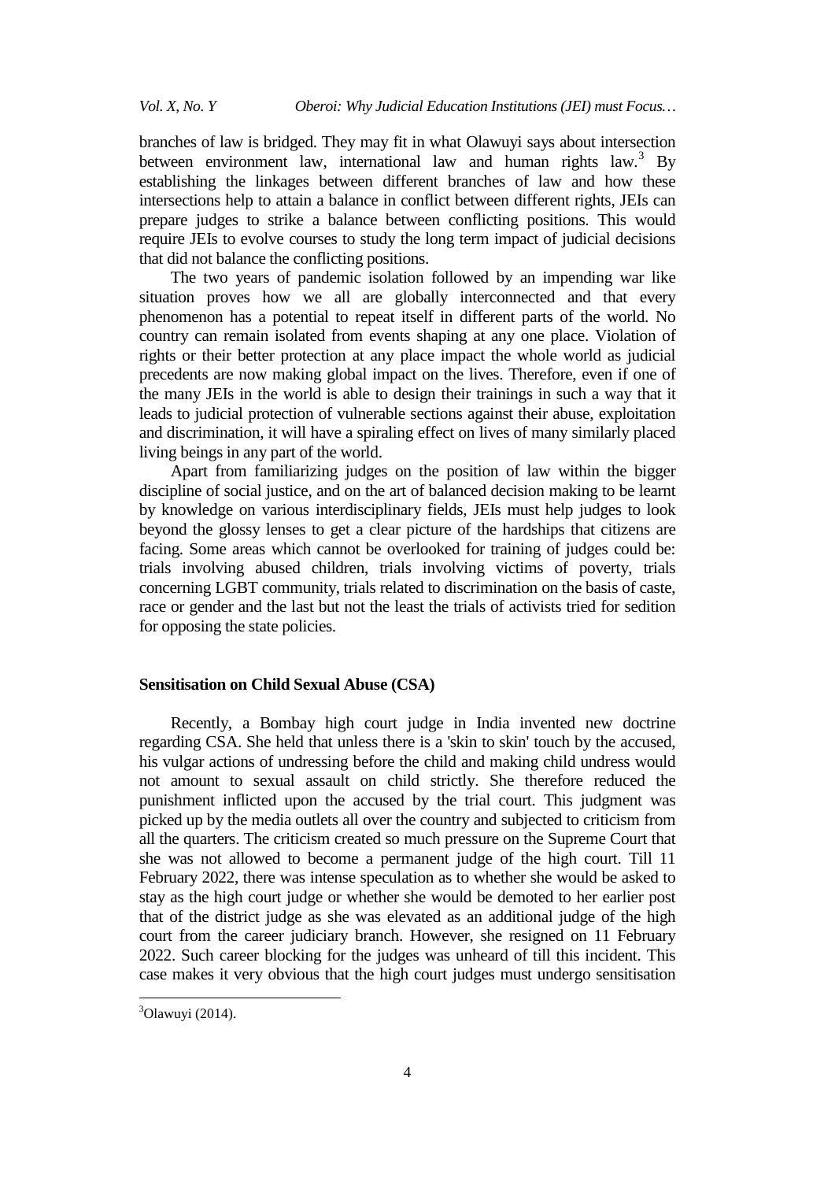branches of law is bridged. They may fit in what Olawuyi says about intersection between environment law, international law and human rights law.[3] By establishing the linkages between different branches of law and how these intersections help to attain a balance in conflict between different rights, JEIs can prepare judges to strike a balance between conflicting positions. This would require JEIs to evolve courses to study the long term impact of judicial decisions that did not balance the conflicting positions.

The two years of pandemic isolation followed by an impending war like situation proves how we all are globally interconnected and that every phenomenon has a potential to repeat itself in different parts of the world. No country can remain isolated from events shaping at any one place. Violation of rights or their better protection at any place impact the whole world as judicial precedents are now making global impact on the lives. Therefore, even if one of the many JEIs in the world is able to design their trainings in such a way that it leads to judicial protection of vulnerable sections against their abuse, exploitation and discrimination, it will have a spiraling effect on lives of many similarly placed living beings in any part of the world.

Apart from familiarizing judges on the position of law within the bigger discipline of social justice, and on the art of balanced decision making to be learnt by knowledge on various interdisciplinary fields, JEIs must help judges to look beyond the glossy lenses to get a clear picture of the hardships that citizens are facing. Some areas which cannot be overlooked for training of judges could be: trials involving abused children, trials involving victims of poverty, trials concerning LGBT community, trials related to discrimination on the basis of caste, race or gender and the last but not the least the trials of activists tried for sedition for opposing the state policies.

### Sensitisation on Child Sexual Abuse (CSA)

Recently, a Bombay high court judge in India invented new doctrine regarding CSA. She held that unless there is a 'skin to skin' touch by the accused, his vulgar actions of undressing before the child and making child undress would not amount to sexual assault on child strictly. She therefore reduced the punishment inflicted upon the accused by the trial court. This judgment was picked up by the media outlets all over the country and subjected to criticism from all the quarters. The criticism created so much pressure on the Supreme Court that she was not allowed to become a permanent judge of the high court. Till 11 February 2022, there was intense speculation as to whether she would be asked to stay as the high court judge or whether she would be demoted to her earlier post that of the district judge as she was elevated as an additional judge of the high court from the career judiciary branch. However, she resigned on 11 February 2022. Such career blocking for the judges was unheard of till this incident. This case makes it very obvious that the high court judges must undergo sensitisation

[3] Olawuyi (2014).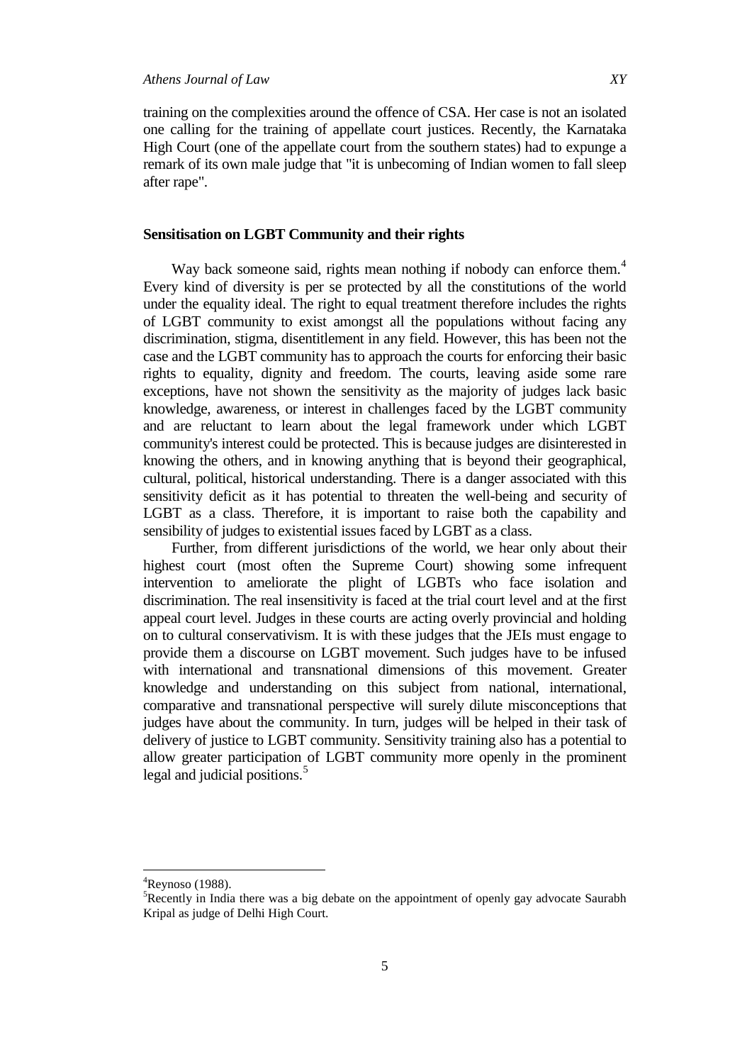training on the complexities around the offence of CSA. Her case is not an isolated one calling for the training of appellate court justices. Recently, the Karnataka High Court (one of the appellate court from the southern states) had to expunge a remark of its own male judge that "it is unbecoming of Indian women to fall sleep after rape".

## Sensitisation on LGBT Community and their rights

Way back someone said, rights mean nothing if nobody can enforce them.[4] Every kind of diversity is per se protected by all the constitutions of the world under the equality ideal. The right to equal treatment therefore includes the rights of LGBT community to exist amongst all the populations without facing any discrimination, stigma, disentitlement in any field. However, this has been not the case and the LGBT community has to approach the courts for enforcing their basic rights to equality, dignity and freedom. The courts, leaving aside some rare exceptions, have not shown the sensitivity as the majority of judges lack basic knowledge, awareness, or interest in challenges faced by the LGBT community and are reluctant to learn about the legal framework under which LGBT community's interest could be protected. This is because judges are disinterested in knowing the others, and in knowing anything that is beyond their geographical, cultural, political, historical understanding. There is a danger associated with this sensitivity deficit as it has potential to threaten the well-being and security of LGBT as a class. Therefore, it is important to raise both the capability and sensibility of judges to existential issues faced by LGBT as a class.

Further, from different jurisdictions of the world, we hear only about their highest court (most often the Supreme Court) showing some infrequent intervention to ameliorate the plight of LGBTs who face isolation and discrimination. The real insensitivity is faced at the trial court level and at the first appeal court level. Judges in these courts are acting overly provincial and holding on to cultural conservativism. It is with these judges that the JEIs must engage to provide them a discourse on LGBT movement. Such judges have to be infused with international and transnational dimensions of this movement. Greater knowledge and understanding on this subject from national, international, comparative and transnational perspective will surely dilute misconceptions that judges have about the community. In turn, judges will be helped in their task of delivery of justice to LGBT community. Sensitivity training also has a potential to allow greater participation of LGBT community more openly in the prominent legal and judicial positions.[5]

---

[4] Reynoso (1988).

[5] Recently in India there was a big debate on the appointment of openly gay advocate Saurabh Kripal as judge of Delhi High Court.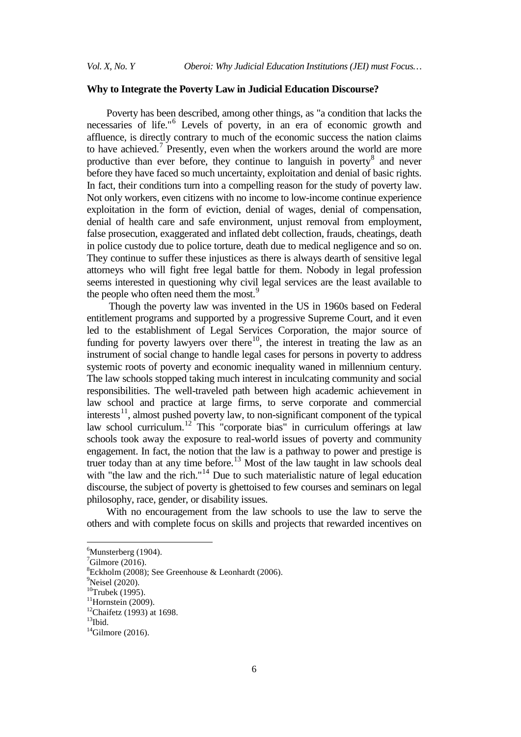**Why to Integrate the Poverty Law in Judicial Education Discourse?**

Poverty has been described, among other things, as "a condition that lacks the necessaries of life."[6] Levels of poverty, in an era of economic growth and affluence, is directly contrary to much of the economic success the nation claims to have achieved.[7] Presently, even when the workers around the world are more productive than ever before, they continue to languish in poverty[8] and never before they have faced so much uncertainty, exploitation and denial of basic rights. In fact, their conditions turn into a compelling reason for the study of poverty law. Not only workers, even citizens with no income to low-income continue experience exploitation in the form of eviction, denial of wages, denial of compensation, denial of health care and safe environment, unjust removal from employment, false prosecution, exaggerated and inflated debt collection, frauds, cheatings, death in police custody due to police torture, death due to medical negligence and so on. They continue to suffer these injustices as there is always dearth of sensitive legal attorneys who will fight free legal battle for them. Nobody in legal profession seems interested in questioning why civil legal services are the least available to the people who often need them the most.[9]

Though the poverty law was invented in the US in 1960s based on Federal entitlement programs and supported by a progressive Supreme Court, and it even led to the establishment of Legal Services Corporation, the major source of funding for poverty lawyers over there[10], the interest in treating the law as an instrument of social change to handle legal cases for persons in poverty to address systemic roots of poverty and economic inequality waned in millennium century. The law schools stopped taking much interest in inculcating community and social responsibilities. The well-traveled path between high academic achievement in law school and practice at large firms, to serve corporate and commercial interests[11], almost pushed poverty law, to non-significant component of the typical law school curriculum.[12] This "corporate bias" in curriculum offerings at law schools took away the exposure to real-world issues of poverty and community engagement. In fact, the notion that the law is a pathway to power and prestige is truer today than at any time before.[13] Most of the law taught in law schools deal with "the law and the rich."[14] Due to such materialistic nature of legal education discourse, the subject of poverty is ghettoised to few courses and seminars on legal philosophy, race, gender, or disability issues.

With no encouragement from the law schools to use the law to serve the others and with complete focus on skills and projects that rewarded incentives on

---

[6] Munsterberg (1904).

[7] Gilmore (2016).

[8] Eckholm (2008); See Greenhouse & Leonhardt (2006).

[9] Neisel (2020).

[10] Trubek (1995).

[11] Hornstein (2009).

[12] Chaifetz (1993) at 1698.

[13] Ibid.

[14] Gilmore (2016).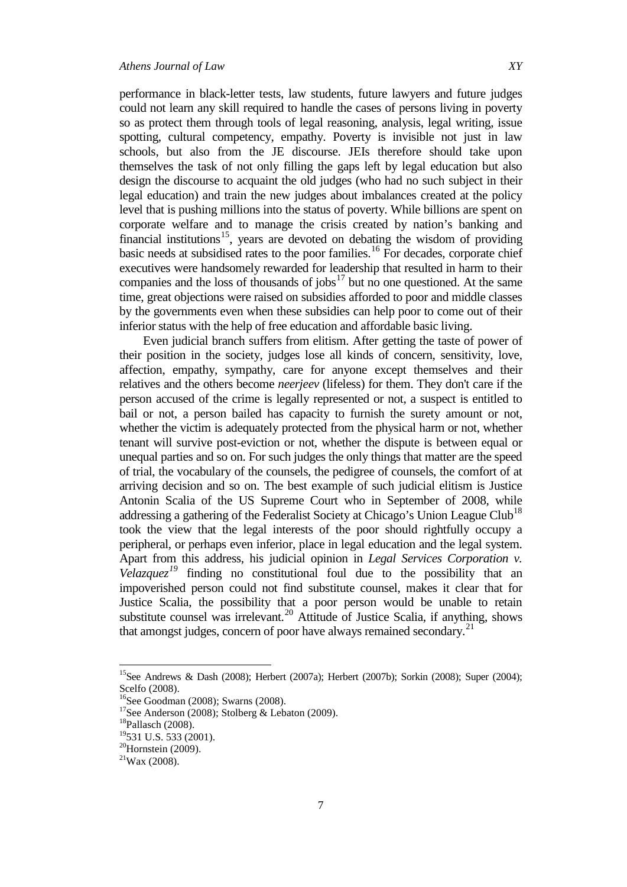performance in black-letter tests, law students, future lawyers and future judges could not learn any skill required to handle the cases of persons living in poverty so as protect them through tools of legal reasoning, analysis, legal writing, issue spotting, cultural competency, empathy. Poverty is invisible not just in law schools, but also from the JE discourse. JEIs therefore should take upon themselves the task of not only filling the gaps left by legal education but also design the discourse to acquaint the old judges (who had no such subject in their legal education) and train the new judges about imbalances created at the policy level that is pushing millions into the status of poverty. While billions are spent on corporate welfare and to manage the crisis created by nation's banking and financial institutions[15], years are devoted on debating the wisdom of providing basic needs at subsidised rates to the poor families.[16] For decades, corporate chief executives were handsomely rewarded for leadership that resulted in harm to their companies and the loss of thousands of jobs[17] but no one questioned. At the same time, great objections were raised on subsidies afforded to poor and middle classes by the governments even when these subsidies can help poor to come out of their inferior status with the help of free education and affordable basic living.

Even judicial branch suffers from elitism. After getting the taste of power of their position in the society, judges lose all kinds of concern, sensitivity, love, affection, empathy, sympathy, care for anyone except themselves and their relatives and the others become *neerjeev* (lifeless) for them. They don't care if the person accused of the crime is legally represented or not, a suspect is entitled to bail or not, a person bailed has capacity to furnish the surety amount or not, whether the victim is adequately protected from the physical harm or not, whether tenant will survive post-eviction or not, whether the dispute is between equal or unequal parties and so on. For such judges the only things that matter are the speed of trial, the vocabulary of the counsels, the pedigree of counsels, the comfort of at arriving decision and so on. The best example of such judicial elitism is Justice Antonin Scalia of the US Supreme Court who in September of 2008, while addressing a gathering of the Federalist Society at Chicago's Union League Club[18] took the view that the legal interests of the poor should rightfully occupy a peripheral, or perhaps even inferior, place in legal education and the legal system. Apart from this address, his judicial opinion in *Legal Services Corporation v. Velazquez*[19] finding no constitutional foul due to the possibility that an impoverished person could not find substitute counsel, makes it clear that for Justice Scalia, the possibility that a poor person would be unable to retain substitute counsel was irrelevant.[20] Attitude of Justice Scalia, if anything, shows that amongst judges, concern of poor have always remained secondary.[21]

---

[15] See Andrews & Dash (2008); Herbert (2007a); Herbert (2007b); Sorkin (2008); Super (2004); Scelfo (2008).

[16] See Goodman (2008); Swarns (2008).

[17] See Anderson (2008); Stolberg & Lebaton (2009).

[18] Pallasch (2008).

[19] 531 U.S. 533 (2001).

[20] Hornstein (2009).

[21] Wax (2008).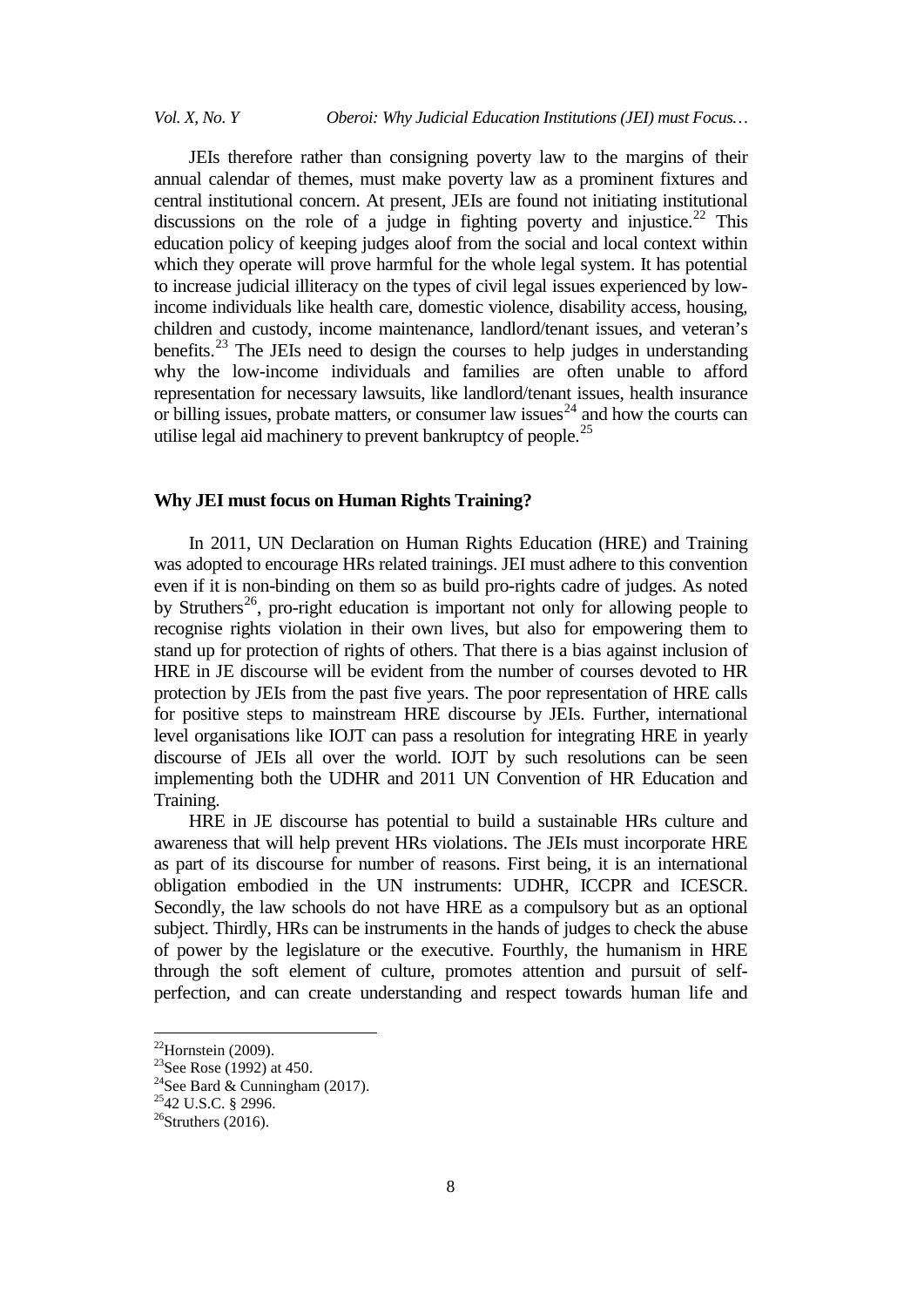JEIs therefore rather than consigning poverty law to the margins of their annual calendar of themes, must make poverty law as a prominent fixtures and central institutional concern. At present, JEIs are found not initiating institutional discussions on the role of a judge in fighting poverty and injustice.[22] This education policy of keeping judges aloof from the social and local context within which they operate will prove harmful for the whole legal system. It has potential to increase judicial illiteracy on the types of civil legal issues experienced by low-income individuals like health care, domestic violence, disability access, housing, children and custody, income maintenance, landlord/tenant issues, and veteran's benefits.[23] The JEIs need to design the courses to help judges in understanding why the low-income individuals and families are often unable to afford representation for necessary lawsuits, like landlord/tenant issues, health insurance or billing issues, probate matters, or consumer law issues[24] and how the courts can utilise legal aid machinery to prevent bankruptcy of people.[25]

## Why JEI must focus on Human Rights Training?

In 2011, UN Declaration on Human Rights Education (HRE) and Training was adopted to encourage HRs related trainings. JEI must adhere to this convention even if it is non-binding on them so as build pro-rights cadre of judges. As noted by Struthers[26], pro-right education is important not only for allowing people to recognise rights violation in their own lives, but also for empowering them to stand up for protection of rights of others. That there is a bias against inclusion of HRE in JE discourse will be evident from the number of courses devoted to HR protection by JEIs from the past five years. The poor representation of HRE calls for positive steps to mainstream HRE discourse by JEIs. Further, international level organisations like IOJT can pass a resolution for integrating HRE in yearly discourse of JEIs all over the world. IOJT by such resolutions can be seen implementing both the UDHR and 2011 UN Convention of HR Education and Training.

HRE in JE discourse has potential to build a sustainable HRs culture and awareness that will help prevent HRs violations. The JEIs must incorporate HRE as part of its discourse for number of reasons. First being, it is an international obligation embodied in the UN instruments: UDHR, ICCPR and ICESCR. Secondly, the law schools do not have HRE as a compulsory but as an optional subject. Thirdly, HRs can be instruments in the hands of judges to check the abuse of power by the legislature or the executive. Fourthly, the humanism in HRE through the soft element of culture, promotes attention and pursuit of self-perfection, and can create understanding and respect towards human life and

---

[22] Hornstein (2009).

[23] See Rose (1992) at 450.

[24] See Bard & Cunningham (2017).

[25] 42 U.S.C. § 2996.

[26] Struthers (2016).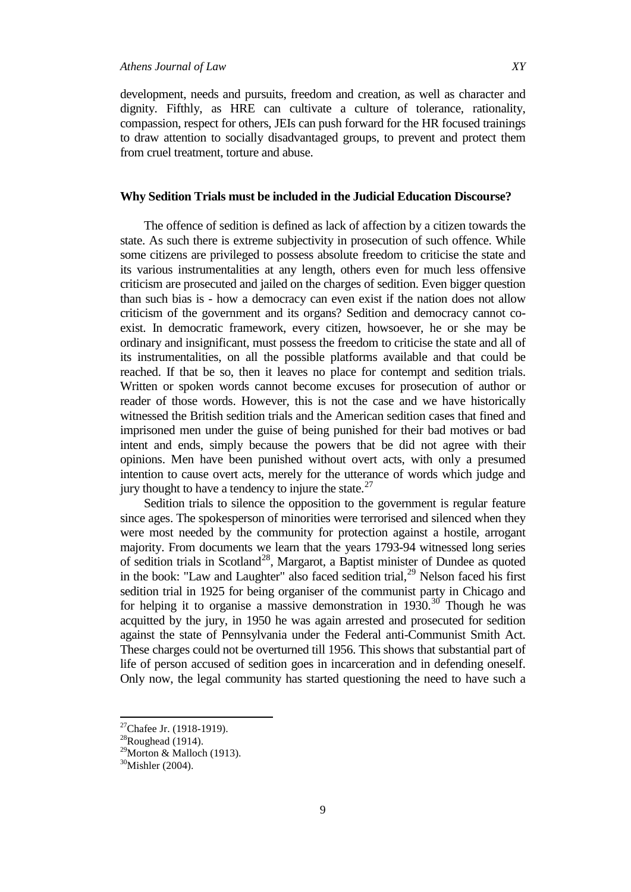development, needs and pursuits, freedom and creation, as well as character and dignity. Fifthly, as HRE can cultivate a culture of tolerance, rationality, compassion, respect for others, JEIs can push forward for the HR focused trainings to draw attention to socially disadvantaged groups, to prevent and protect them from cruel treatment, torture and abuse.

### Why Sedition Trials must be included in the Judicial Education Discourse?

The offence of sedition is defined as lack of affection by a citizen towards the state. As such there is extreme subjectivity in prosecution of such offence. While some citizens are privileged to possess absolute freedom to criticise the state and its various instrumentalities at any length, others even for much less offensive criticism are prosecuted and jailed on the charges of sedition. Even bigger question than such bias is - how a democracy can even exist if the nation does not allow criticism of the government and its organs? Sedition and democracy cannot co-exist. In democratic framework, every citizen, howsoever, he or she may be ordinary and insignificant, must possess the freedom to criticise the state and all of its instrumentalities, on all the possible platforms available and that could be reached. If that be so, then it leaves no place for contempt and sedition trials. Written or spoken words cannot become excuses for prosecution of author or reader of those words. However, this is not the case and we have historically witnessed the British sedition trials and the American sedition cases that fined and imprisoned men under the guise of being punished for their bad motives or bad intent and ends, simply because the powers that be did not agree with their opinions. Men have been punished without overt acts, with only a presumed intention to cause overt acts, merely for the utterance of words which judge and jury thought to have a tendency to injure the state.[27]

Sedition trials to silence the opposition to the government is regular feature since ages. The spokesperson of minorities were terrorised and silenced when they were most needed by the community for protection against a hostile, arrogant majority. From documents we learn that the years 1793-94 witnessed long series of sedition trials in Scotland[28], Margarot, a Baptist minister of Dundee as quoted in the book: "Law and Laughter" also faced sedition trial,[29] Nelson faced his first sedition trial in 1925 for being organiser of the communist party in Chicago and for helping it to organise a massive demonstration in 1930.[30] Though he was acquitted by the jury, in 1950 he was again arrested and prosecuted for sedition against the state of Pennsylvania under the Federal anti-Communist Smith Act. These charges could not be overturned till 1956. This shows that substantial part of life of person accused of sedition goes in incarceration and in defending oneself. Only now, the legal community has started questioning the need to have such a

---

[27] Chafee Jr. (1918-1919).

[28] Roughead (1914).

[29] Morton & Malloch (1913).

[30] Mishler (2004).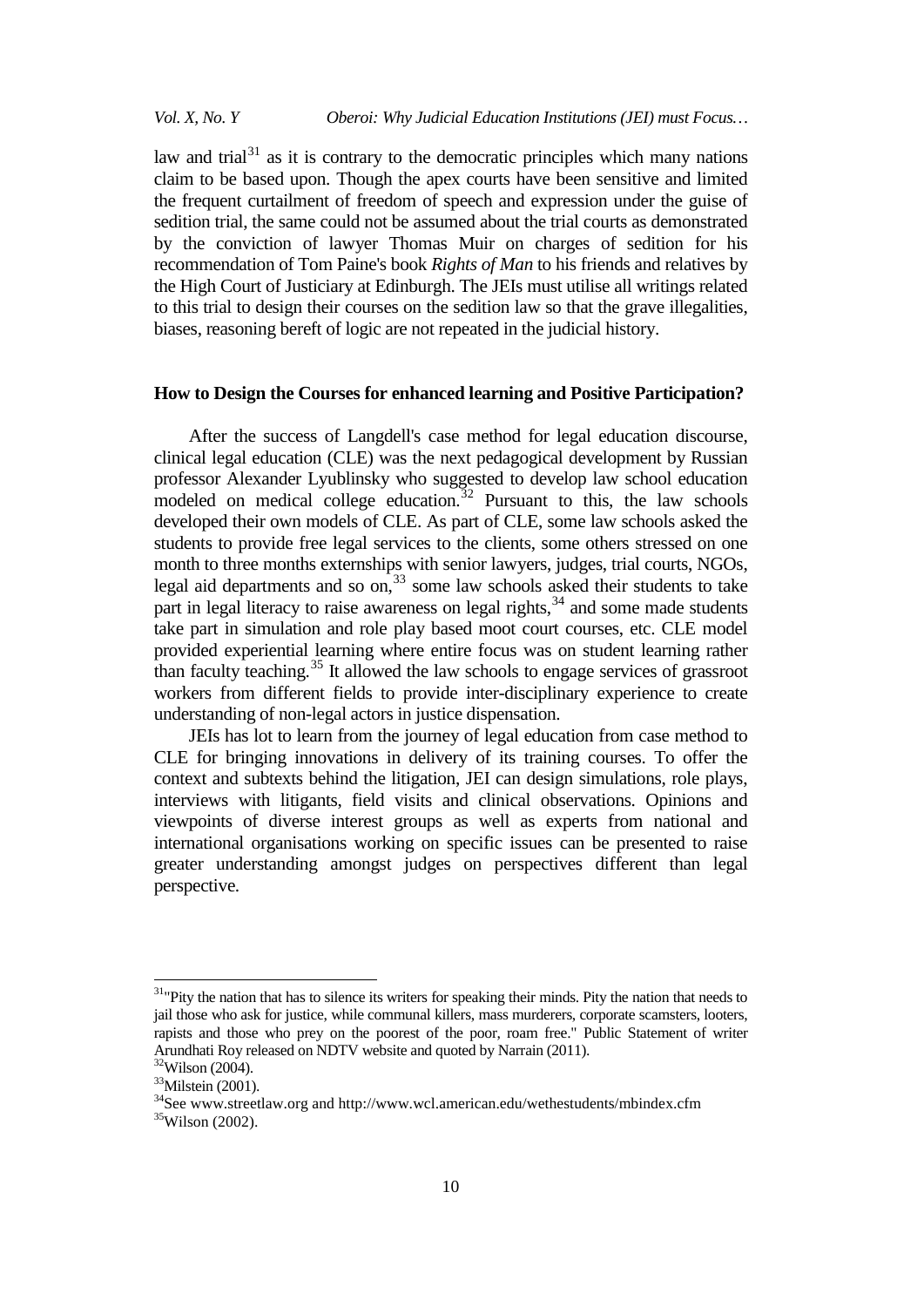law and trial[31] as it is contrary to the democratic principles which many nations claim to be based upon. Though the apex courts have been sensitive and limited the frequent curtailment of freedom of speech and expression under the guise of sedition trial, the same could not be assumed about the trial courts as demonstrated by the conviction of lawyer Thomas Muir on charges of sedition for his recommendation of Tom Paine's book *Rights of Man* to his friends and relatives by the High Court of Justiciary at Edinburgh. The JEIs must utilise all writings related to this trial to design their courses on the sedition law so that the grave illegalities, biases, reasoning bereft of logic are not repeated in the judicial history.

## How to Design the Courses for enhanced learning and Positive Participation?

After the success of Langdell's case method for legal education discourse, clinical legal education (CLE) was the next pedagogical development by Russian professor Alexander Lyublinsky who suggested to develop law school education modeled on medical college education.[32] Pursuant to this, the law schools developed their own models of CLE. As part of CLE, some law schools asked the students to provide free legal services to the clients, some others stressed on one month to three months externships with senior lawyers, judges, trial courts, NGOs, legal aid departments and so on,[33] some law schools asked their students to take part in legal literacy to raise awareness on legal rights,[34] and some made students take part in simulation and role play based moot court courses, etc. CLE model provided experiential learning where entire focus was on student learning rather than faculty teaching.[35] It allowed the law schools to engage services of grassroot workers from different fields to provide inter-disciplinary experience to create understanding of non-legal actors in justice dispensation.

JEIs has lot to learn from the journey of legal education from case method to CLE for bringing innovations in delivery of its training courses. To offer the context and subtexts behind the litigation, JEI can design simulations, role plays, interviews with litigants, field visits and clinical observations. Opinions and viewpoints of diverse interest groups as well as experts from national and international organisations working on specific issues can be presented to raise greater understanding amongst judges on perspectives different than legal perspective.

---

[31] "Pity the nation that has to silence its writers for speaking their minds. Pity the nation that needs to jail those who ask for justice, while communal killers, mass murderers, corporate scamsters, looters, rapists and those who prey on the poorest of the poor, roam free." Public Statement of writer Arundhati Roy released on NDTV website and quoted by Narrain (2011).

[32] Wilson (2004).

[33] Milstein (2001).

[34] See www.streetlaw.org and http://www.wcl.american.edu/wethestudents/mbindex.cfm

[35] Wilson (2002).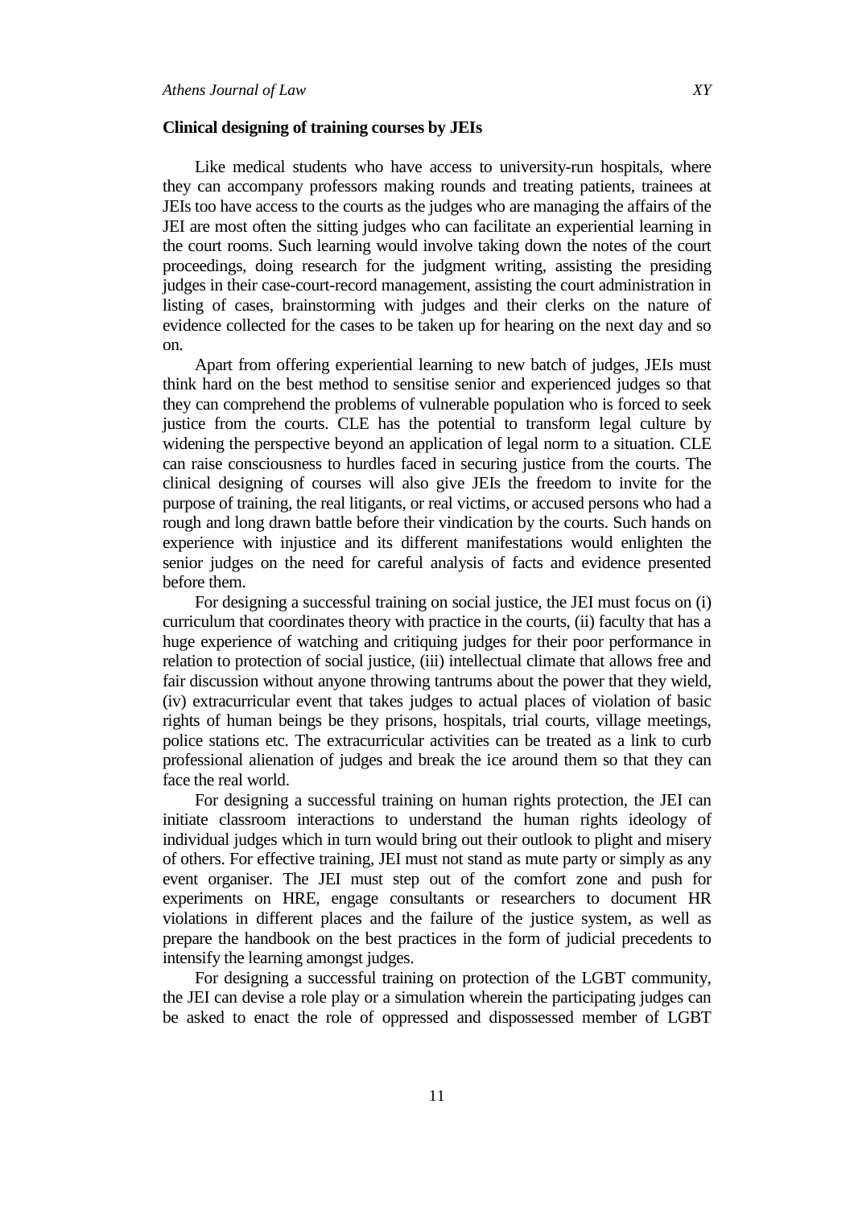**Clinical designing of training courses by JEIs**

Like medical students who have access to university-run hospitals, where they can accompany professors making rounds and treating patients, trainees at JEIs too have access to the courts as the judges who are managing the affairs of the JEI are most often the sitting judges who can facilitate an experiential learning in the court rooms. Such learning would involve taking down the notes of the court proceedings, doing research for the judgment writing, assisting the presiding judges in their case-court-record management, assisting the court administration in listing of cases, brainstorming with judges and their clerks on the nature of evidence collected for the cases to be taken up for hearing on the next day and so on.

Apart from offering experiential learning to new batch of judges, JEIs must think hard on the best method to sensitise senior and experienced judges so that they can comprehend the problems of vulnerable population who is forced to seek justice from the courts. CLE has the potential to transform legal culture by widening the perspective beyond an application of legal norm to a situation. CLE can raise consciousness to hurdles faced in securing justice from the courts. The clinical designing of courses will also give JEIs the freedom to invite for the purpose of training, the real litigants, or real victims, or accused persons who had a rough and long drawn battle before their vindication by the courts. Such hands on experience with injustice and its different manifestations would enlighten the senior judges on the need for careful analysis of facts and evidence presented before them.

For designing a successful training on social justice, the JEI must focus on (i) curriculum that coordinates theory with practice in the courts, (ii) faculty that has a huge experience of watching and critiquing judges for their poor performance in relation to protection of social justice, (iii) intellectual climate that allows free and fair discussion without anyone throwing tantrums about the power that they wield, (iv) extracurricular event that takes judges to actual places of violation of basic rights of human beings be they prisons, hospitals, trial courts, village meetings, police stations etc. The extracurricular activities can be treated as a link to curb professional alienation of judges and break the ice around them so that they can face the real world.

For designing a successful training on human rights protection, the JEI can initiate classroom interactions to understand the human rights ideology of individual judges which in turn would bring out their outlook to plight and misery of others. For effective training, JEI must not stand as mute party or simply as any event organiser. The JEI must step out of the comfort zone and push for experiments on HRE, engage consultants or researchers to document HR violations in different places and the failure of the justice system, as well as prepare the handbook on the best practices in the form of judicial precedents to intensify the learning amongst judges.

For designing a successful training on protection of the LGBT community, the JEI can devise a role play or a simulation wherein the participating judges can be asked to enact the role of oppressed and dispossessed member of LGBT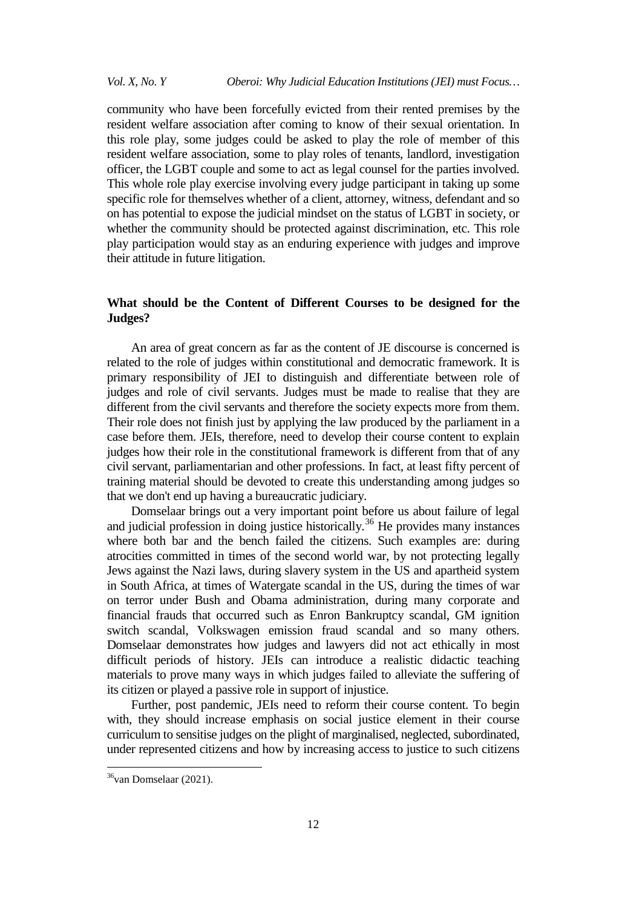community who have been forcefully evicted from their rented premises by the resident welfare association after coming to know of their sexual orientation. In this role play, some judges could be asked to play the role of member of this resident welfare association, some to play roles of tenants, landlord, investigation officer, the LGBT couple and some to act as legal counsel for the parties involved. This whole role play exercise involving every judge participant in taking up some specific role for themselves whether of a client, attorney, witness, defendant and so on has potential to expose the judicial mindset on the status of LGBT in society, or whether the community should be protected against discrimination, etc. This role play participation would stay as an enduring experience with judges and improve their attitude in future litigation.

## What should be the Content of Different Courses to be designed for the Judges?

An area of great concern as far as the content of JE discourse is concerned is related to the role of judges within constitutional and democratic framework. It is primary responsibility of JEI to distinguish and differentiate between role of judges and role of civil servants. Judges must be made to realise that they are different from the civil servants and therefore the society expects more from them. Their role does not finish just by applying the law produced by the parliament in a case before them. JEIs, therefore, need to develop their course content to explain judges how their role in the constitutional framework is different from that of any civil servant, parliamentarian and other professions. In fact, at least fifty percent of training material should be devoted to create this understanding among judges so that we don't end up having a bureaucratic judiciary.

Domselaar brings out a very important point before us about failure of legal and judicial profession in doing justice historically.[36] He provides many instances where both bar and the bench failed the citizens. Such examples are: during atrocities committed in times of the second world war, by not protecting legally Jews against the Nazi laws, during slavery system in the US and apartheid system in South Africa, at times of Watergate scandal in the US, during the times of war on terror under Bush and Obama administration, during many corporate and financial frauds that occurred such as Enron Bankruptcy scandal, GM ignition switch scandal, Volkswagen emission fraud scandal and so many others. Domselaar demonstrates how judges and lawyers did not act ethically in most difficult periods of history. JEIs can introduce a realistic didactic teaching materials to prove many ways in which judges failed to alleviate the suffering of its citizen or played a passive role in support of injustice.

Further, post pandemic, JEIs need to reform their course content. To begin with, they should increase emphasis on social justice element in their course curriculum to sensitise judges on the plight of marginalised, neglected, subordinated, under represented citizens and how by increasing access to justice to such citizens

[36] van Domselaar (2021).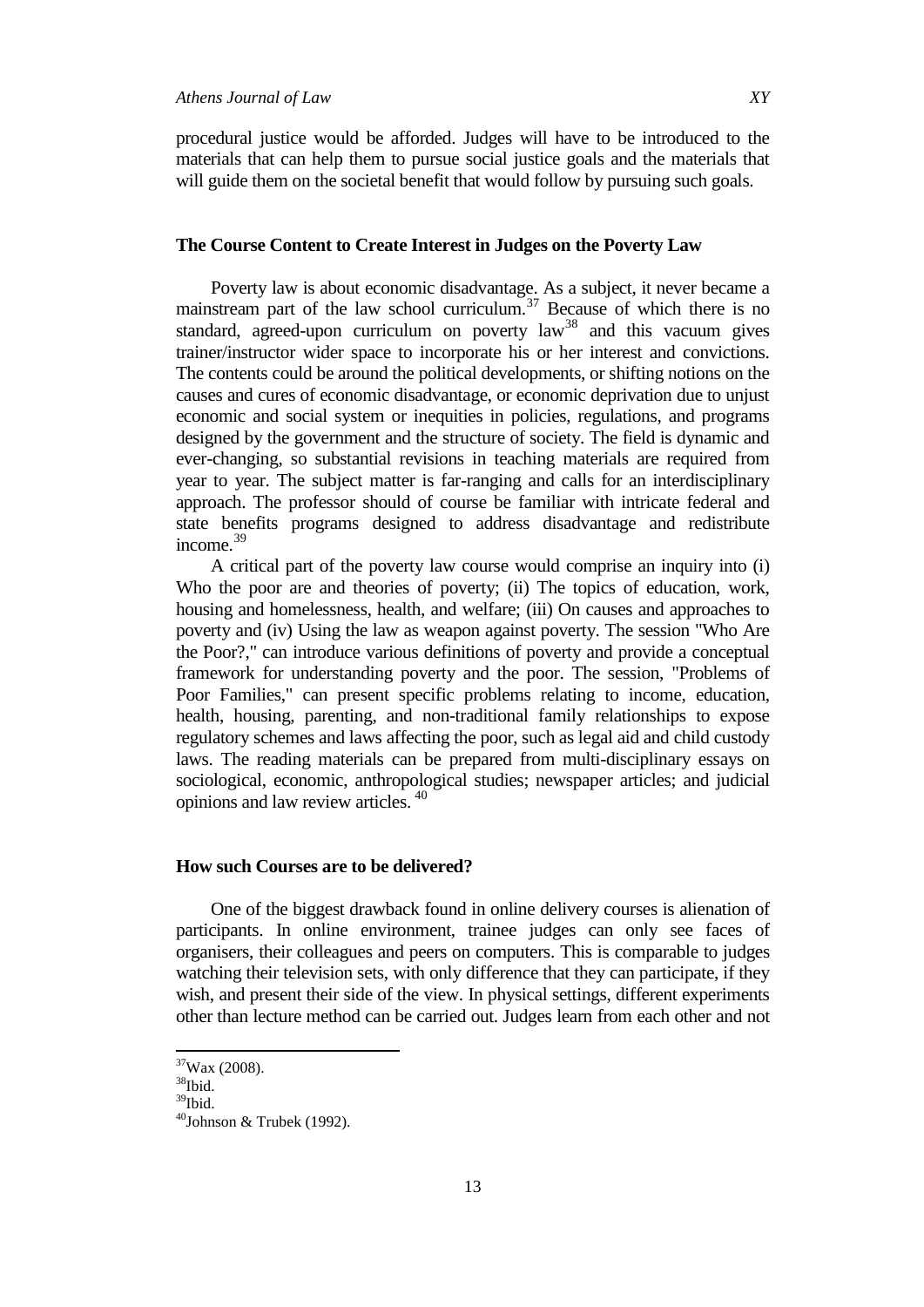procedural justice would be afforded. Judges will have to be introduced to the materials that can help them to pursue social justice goals and the materials that will guide them on the societal benefit that would follow by pursuing such goals.

## The Course Content to Create Interest in Judges on the Poverty Law

Poverty law is about economic disadvantage. As a subject, it never became a mainstream part of the law school curriculum.[37] Because of which there is no standard, agreed-upon curriculum on poverty law[38] and this vacuum gives trainer/instructor wider space to incorporate his or her interest and convictions. The contents could be around the political developments, or shifting notions on the causes and cures of economic disadvantage, or economic deprivation due to unjust economic and social system or inequities in policies, regulations, and programs designed by the government and the structure of society. The field is dynamic and ever-changing, so substantial revisions in teaching materials are required from year to year. The subject matter is far-ranging and calls for an interdisciplinary approach. The professor should of course be familiar with intricate federal and state benefits programs designed to address disadvantage and redistribute income.[39]

A critical part of the poverty law course would comprise an inquiry into (i) Who the poor are and theories of poverty; (ii) The topics of education, work, housing and homelessness, health, and welfare; (iii) On causes and approaches to poverty and (iv) Using the law as weapon against poverty. The session "Who Are the Poor?," can introduce various definitions of poverty and provide a conceptual framework for understanding poverty and the poor. The session, "Problems of Poor Families," can present specific problems relating to income, education, health, housing, parenting, and non-traditional family relationships to expose regulatory schemes and laws affecting the poor, such as legal aid and child custody laws. The reading materials can be prepared from multi-disciplinary essays on sociological, economic, anthropological studies; newspaper articles; and judicial opinions and law review articles.[40]

## How such Courses are to be delivered?

One of the biggest drawback found in online delivery courses is alienation of participants. In online environment, trainee judges can only see faces of organisers, their colleagues and peers on computers. This is comparable to judges watching their television sets, with only difference that they can participate, if they wish, and present their side of the view. In physical settings, different experiments other than lecture method can be carried out. Judges learn from each other and not

---

[37] Wax (2008).

[38] Ibid.

[39] Ibid.

[40] Johnson & Trubek (1992).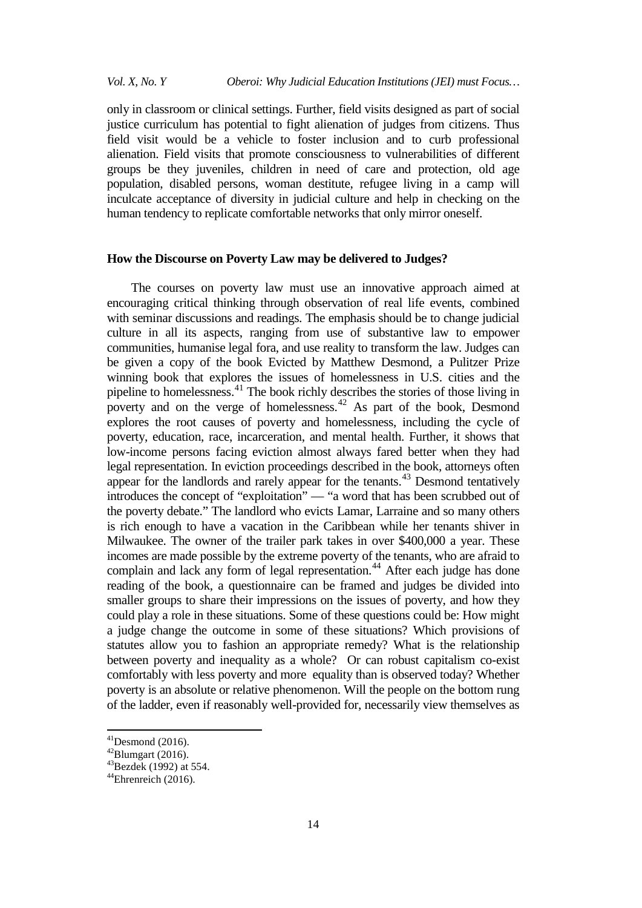only in classroom or clinical settings. Further, field visits designed as part of social justice curriculum has potential to fight alienation of judges from citizens. Thus field visit would be a vehicle to foster inclusion and to curb professional alienation. Field visits that promote consciousness to vulnerabilities of different groups be they juveniles, children in need of care and protection, old age population, disabled persons, woman destitute, refugee living in a camp will inculcate acceptance of diversity in judicial culture and help in checking on the human tendency to replicate comfortable networks that only mirror oneself.

## How the Discourse on Poverty Law may be delivered to Judges?

The courses on poverty law must use an innovative approach aimed at encouraging critical thinking through observation of real life events, combined with seminar discussions and readings. The emphasis should be to change judicial culture in all its aspects, ranging from use of substantive law to empower communities, humanise legal fora, and use reality to transform the law. Judges can be given a copy of the book Evicted by Matthew Desmond, a Pulitzer Prize winning book that explores the issues of homelessness in U.S. cities and the pipeline to homelessness.[41] The book richly describes the stories of those living in poverty and on the verge of homelessness.[42] As part of the book, Desmond explores the root causes of poverty and homelessness, including the cycle of poverty, education, race, incarceration, and mental health. Further, it shows that low-income persons facing eviction almost always fared better when they had legal representation. In eviction proceedings described in the book, attorneys often appear for the landlords and rarely appear for the tenants.[43] Desmond tentatively introduces the concept of "exploitation" — "a word that has been scrubbed out of the poverty debate." The landlord who evicts Lamar, Larraine and so many others is rich enough to have a vacation in the Caribbean while her tenants shiver in Milwaukee. The owner of the trailer park takes in over $400,000 a year. These incomes are made possible by the extreme poverty of the tenants, who are afraid to complain and lack any form of legal representation.[44] After each judge has done reading of the book, a questionnaire can be framed and judges be divided into smaller groups to share their impressions on the issues of poverty, and how they could play a role in these situations. Some of these questions could be: How might a judge change the outcome in some of these situations? Which provisions of statutes allow you to fashion an appropriate remedy? What is the relationship between poverty and inequality as a whole? Or can robust capitalism co-exist comfortably with less poverty and more equality than is observed today? Whether poverty is an absolute or relative phenomenon. Will the people on the bottom rung of the ladder, even if reasonably well-provided for, necessarily view themselves as

---

[41] Desmond (2016).
[42] Blumgart (2016).
[43] Bezdek (1992) at 554.
[44] Ehrenreich (2016).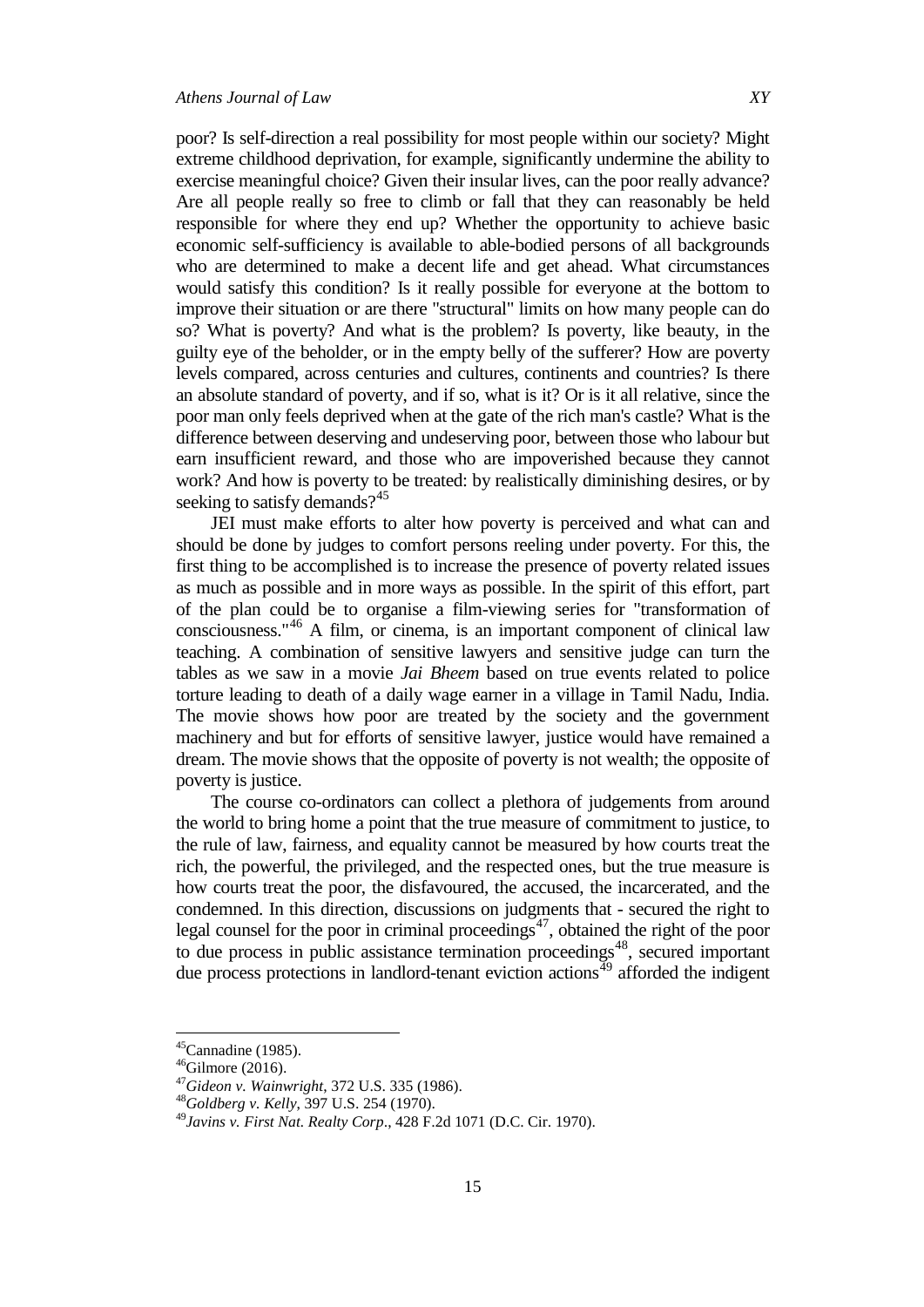poor? Is self-direction a real possibility for most people within our society? Might extreme childhood deprivation, for example, significantly undermine the ability to exercise meaningful choice? Given their insular lives, can the poor really advance? Are all people really so free to climb or fall that they can reasonably be held responsible for where they end up? Whether the opportunity to achieve basic economic self-sufficiency is available to able-bodied persons of all backgrounds who are determined to make a decent life and get ahead. What circumstances would satisfy this condition? Is it really possible for everyone at the bottom to improve their situation or are there "structural" limits on how many people can do so? What is poverty? And what is the problem? Is poverty, like beauty, in the guilty eye of the beholder, or in the empty belly of the sufferer? How are poverty levels compared, across centuries and cultures, continents and countries? Is there an absolute standard of poverty, and if so, what is it? Or is it all relative, since the poor man only feels deprived when at the gate of the rich man's castle? What is the difference between deserving and undeserving poor, between those who labour but earn insufficient reward, and those who are impoverished because they cannot work? And how is poverty to be treated: by realistically diminishing desires, or by seeking to satisfy demands?[45]

JEI must make efforts to alter how poverty is perceived and what can and should be done by judges to comfort persons reeling under poverty. For this, the first thing to be accomplished is to increase the presence of poverty related issues as much as possible and in more ways as possible. In the spirit of this effort, part of the plan could be to organise a film-viewing series for "transformation of consciousness."[46] A film, or cinema, is an important component of clinical law teaching. A combination of sensitive lawyers and sensitive judge can turn the tables as we saw in a movie *Jai Bheem* based on true events related to police torture leading to death of a daily wage earner in a village in Tamil Nadu, India. The movie shows how poor are treated by the society and the government machinery and but for efforts of sensitive lawyer, justice would have remained a dream. The movie shows that the opposite of poverty is not wealth; the opposite of poverty is justice.

The course co-ordinators can collect a plethora of judgements from around the world to bring home a point that the true measure of commitment to justice, to the rule of law, fairness, and equality cannot be measured by how courts treat the rich, the powerful, the privileged, and the respected ones, but the true measure is how courts treat the poor, the disfavoured, the accused, the incarcerated, and the condemned. In this direction, discussions on judgments that - secured the right to legal counsel for the poor in criminal proceedings[47], obtained the right of the poor to due process in public assistance termination proceedings[48], secured important due process protections in landlord-tenant eviction actions[49] afforded the indigent

---

[45] Cannadine (1985).

[46] Gilmore (2016).

[47] *Gideon v. Wainwright*, 372 U.S. 335 (1986).

[48] *Goldberg v. Kelly*, 397 U.S. 254 (1970).

[49] *Javins v. First Nat. Realty Corp*., 428 F.2d 1071 (D.C. Cir. 1970).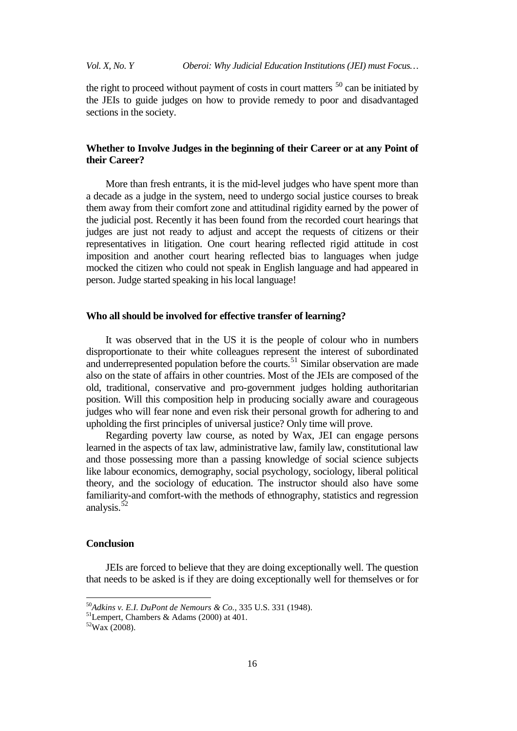the right to proceed without payment of costs in court matters [50] can be initiated by the JEIs to guide judges on how to provide remedy to poor and disadvantaged sections in the society.

### Whether to Involve Judges in the beginning of their Career or at any Point of their Career?

More than fresh entrants, it is the mid-level judges who have spent more than a decade as a judge in the system, need to undergo social justice courses to break them away from their comfort zone and attitudinal rigidity earned by the power of the judicial post. Recently it has been found from the recorded court hearings that judges are just not ready to adjust and accept the requests of citizens or their representatives in litigation. One court hearing reflected rigid attitude in cost imposition and another court hearing reflected bias to languages when judge mocked the citizen who could not speak in English language and had appeared in person. Judge started speaking in his local language!

### Who all should be involved for effective transfer of learning?

It was observed that in the US it is the people of colour who in numbers disproportionate to their white colleagues represent the interest of subordinated and underrepresented population before the courts.[51] Similar observation are made also on the state of affairs in other countries. Most of the JEIs are composed of the old, traditional, conservative and pro-government judges holding authoritarian position. Will this composition help in producing socially aware and courageous judges who will fear none and even risk their personal growth for adhering to and upholding the first principles of universal justice? Only time will prove.

Regarding poverty law course, as noted by Wax, JEI can engage persons learned in the aspects of tax law, administrative law, family law, constitutional law and those possessing more than a passing knowledge of social science subjects like labour economics, demography, social psychology, sociology, liberal political theory, and the sociology of education. The instructor should also have some familiarity-and comfort-with the methods of ethnography, statistics and regression analysis.[52]

### Conclusion

JEIs are forced to believe that they are doing exceptionally well. The question that needs to be asked is if they are doing exceptionally well for themselves or for

---

[50] *Adkins v. E.I. DuPont de Nemours & Co.,* 335 U.S. 331 (1948).

[51] Lempert, Chambers & Adams (2000) at 401.

[52] Wax (2008).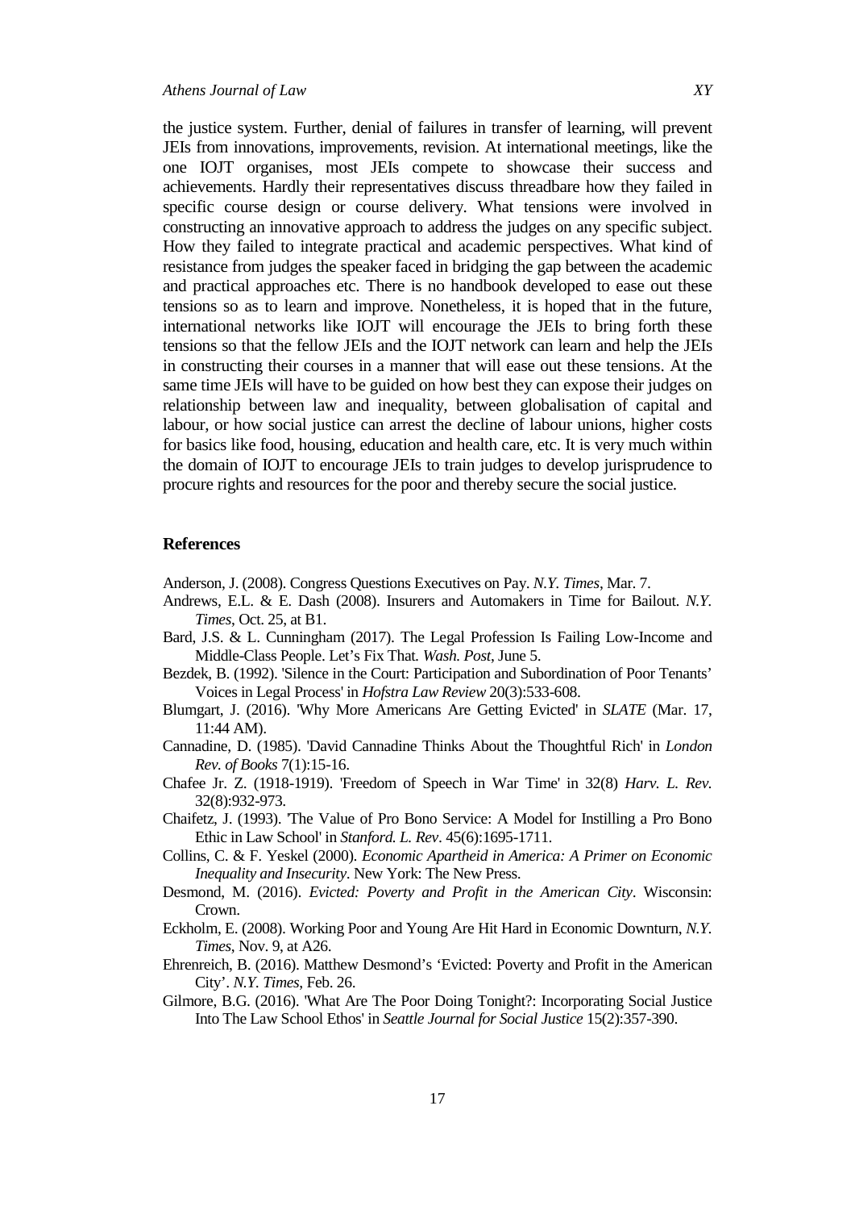the justice system. Further, denial of failures in transfer of learning, will prevent JEIs from innovations, improvements, revision. At international meetings, like the one IOJT organises, most JEIs compete to showcase their success and achievements. Hardly their representatives discuss threadbare how they failed in specific course design or course delivery. What tensions were involved in constructing an innovative approach to address the judges on any specific subject. How they failed to integrate practical and academic perspectives. What kind of resistance from judges the speaker faced in bridging the gap between the academic and practical approaches etc. There is no handbook developed to ease out these tensions so as to learn and improve. Nonetheless, it is hoped that in the future, international networks like IOJT will encourage the JEIs to bring forth these tensions so that the fellow JEIs and the IOJT network can learn and help the JEIs in constructing their courses in a manner that will ease out these tensions. At the same time JEIs will have to be guided on how best they can expose their judges on relationship between law and inequality, between globalisation of capital and labour, or how social justice can arrest the decline of labour unions, higher costs for basics like food, housing, education and health care, etc. It is very much within the domain of IOJT to encourage JEIs to train judges to develop jurisprudence to procure rights and resources for the poor and thereby secure the social justice.

## References

Anderson, J. (2008). Congress Questions Executives on Pay. *N.Y. Times*, Mar. 7.

Andrews, E.L. & E. Dash (2008). Insurers and Automakers in Time for Bailout. *N.Y. Times*, Oct. 25, at B1.

Bard, J.S. & L. Cunningham (2017). The Legal Profession Is Failing Low-Income and Middle-Class People. Let's Fix That. *Wash. Post*, June 5.

Bezdek, B. (1992). 'Silence in the Court: Participation and Subordination of Poor Tenants' Voices in Legal Process' in *Hofstra Law Review* 20(3):533-608.

Blumgart, J. (2016). 'Why More Americans Are Getting Evicted' in *SLATE* (Mar. 17, 11:44 AM).

Cannadine, D. (1985). 'David Cannadine Thinks About the Thoughtful Rich' in *London Rev. of Books* 7(1):15-16.

Chafee Jr. Z. (1918-1919). 'Freedom of Speech in War Time' in 32(8) *Harv. L. Rev.* 32(8):932-973.

Chaifetz, J. (1993). 'The Value of Pro Bono Service: A Model for Instilling a Pro Bono Ethic in Law School' in *Stanford. L. Rev*. 45(6):1695-1711.

Collins, C. & F. Yeskel (2000). *Economic Apartheid in America: A Primer on Economic Inequality and Insecurity*. New York: The New Press.

Desmond, M. (2016). *Evicted: Poverty and Profit in the American City*. Wisconsin: Crown.

Eckholm, E. (2008). Working Poor and Young Are Hit Hard in Economic Downturn, *N.Y. Times*, Nov. 9, at A26.

Ehrenreich, B. (2016). Matthew Desmond's 'Evicted: Poverty and Profit in the American City'. *N.Y. Times*, Feb. 26.

Gilmore, B.G. (2016). 'What Are The Poor Doing Tonight?: Incorporating Social Justice Into The Law School Ethos' in *Seattle Journal for Social Justice* 15(2):357-390.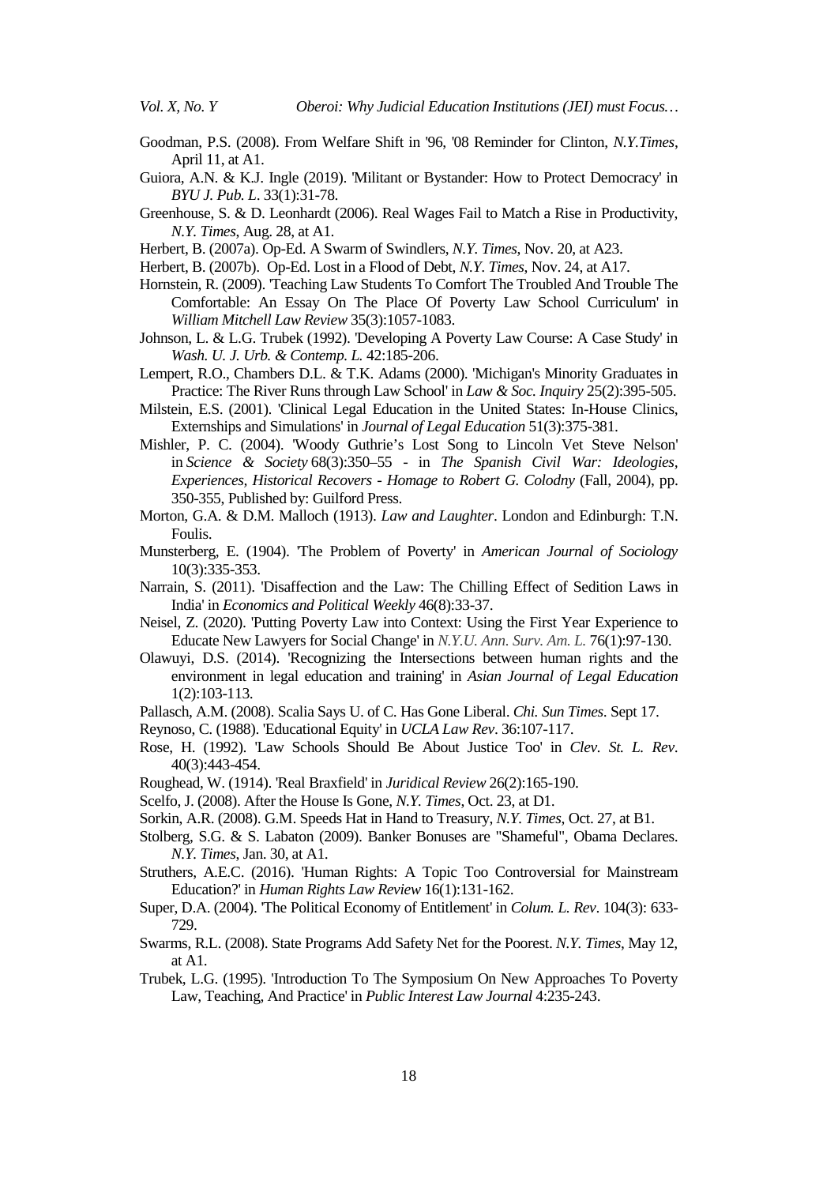Goodman, P.S. (2008). From Welfare Shift in '96, '08 Reminder for Clinton, *N.Y.Times*, April 11, at A1.

Guiora, A.N. & K.J. Ingle (2019). 'Militant or Bystander: How to Protect Democracy' in *BYU J. Pub. L*. 33(1):31-78.

Greenhouse, S. & D. Leonhardt (2006). Real Wages Fail to Match a Rise in Productivity, *N.Y. Times*, Aug. 28, at A1.

Herbert, B. (2007a). Op-Ed. A Swarm of Swindlers, *N.Y. Times*, Nov. 20, at A23.

Herbert, B. (2007b). Op-Ed. Lost in a Flood of Debt, *N.Y. Times*, Nov. 24, at A17.

Hornstein, R. (2009). 'Teaching Law Students To Comfort The Troubled And Trouble The Comfortable: An Essay On The Place Of Poverty Law School Curriculum' in *William Mitchell Law Review* 35(3):1057-1083.

Johnson, L. & L.G. Trubek (1992). 'Developing A Poverty Law Course: A Case Study' in *Wash. U. J. Urb. & Contemp. L.* 42:185-206.

Lempert, R.O., Chambers D.L. & T.K. Adams (2000). 'Michigan's Minority Graduates in Practice: The River Runs through Law School' in *Law & Soc. Inquiry* 25(2):395-505.

Milstein, E.S. (2001). 'Clinical Legal Education in the United States: In-House Clinics, Externships and Simulations' in *Journal of Legal Education* 51(3):375-381.

Mishler, P. C. (2004). 'Woody Guthrie's Lost Song to Lincoln Vet Steve Nelson' in *Science & Society* 68(3):350–55 - in *The Spanish Civil War: Ideologies, Experiences, Historical Recovers - Homage to Robert G. Colodny* (Fall, 2004), pp. 350-355, Published by: Guilford Press.

Morton, G.A. & D.M. Malloch (1913). *Law and Laughter*. London and Edinburgh: T.N. Foulis.

Munsterberg, E. (1904). 'The Problem of Poverty' in *American Journal of Sociology* 10(3):335-353.

Narrain, S. (2011). 'Disaffection and the Law: The Chilling Effect of Sedition Laws in India' in *Economics and Political Weekly* 46(8):33-37.

Neisel, Z. (2020). 'Putting Poverty Law into Context: Using the First Year Experience to Educate New Lawyers for Social Change' in *N.Y.U. Ann. Surv. Am. L.* 76(1):97-130.

Olawuyi, D.S. (2014). 'Recognizing the Intersections between human rights and the environment in legal education and training' in *Asian Journal of Legal Education* 1(2):103-113.

Pallasch, A.M. (2008). Scalia Says U. of C. Has Gone Liberal. *Chi. Sun Times*. Sept 17.

Reynoso, C. (1988). 'Educational Equity' in *UCLA Law Rev*. 36:107-117.

Rose, H. (1992). 'Law Schools Should Be About Justice Too' in *Clev. St. L. Rev*. 40(3):443-454.

Roughead, W. (1914). 'Real Braxfield' in *Juridical Review* 26(2):165-190.

Scelfo, J. (2008). After the House Is Gone, *N.Y. Times*, Oct. 23, at D1.

Sorkin, A.R. (2008). G.M. Speeds Hat in Hand to Treasury, *N.Y. Times*, Oct. 27, at B1.

Stolberg, S.G. & S. Labaton (2009). Banker Bonuses are "Shameful", Obama Declares. *N.Y. Times*, Jan. 30, at A1.

Struthers, A.E.C. (2016). 'Human Rights: A Topic Too Controversial for Mainstream Education?' in *Human Rights Law Review* 16(1):131-162.

Super, D.A. (2004). 'The Political Economy of Entitlement' in *Colum. L. Rev*. 104(3): 633-729.

Swarms, R.L. (2008). State Programs Add Safety Net for the Poorest. *N.Y. Times*, May 12, at A1.

Trubek, L.G. (1995). 'Introduction To The Symposium On New Approaches To Poverty Law, Teaching, And Practice' in *Public Interest Law Journal* 4:235-243.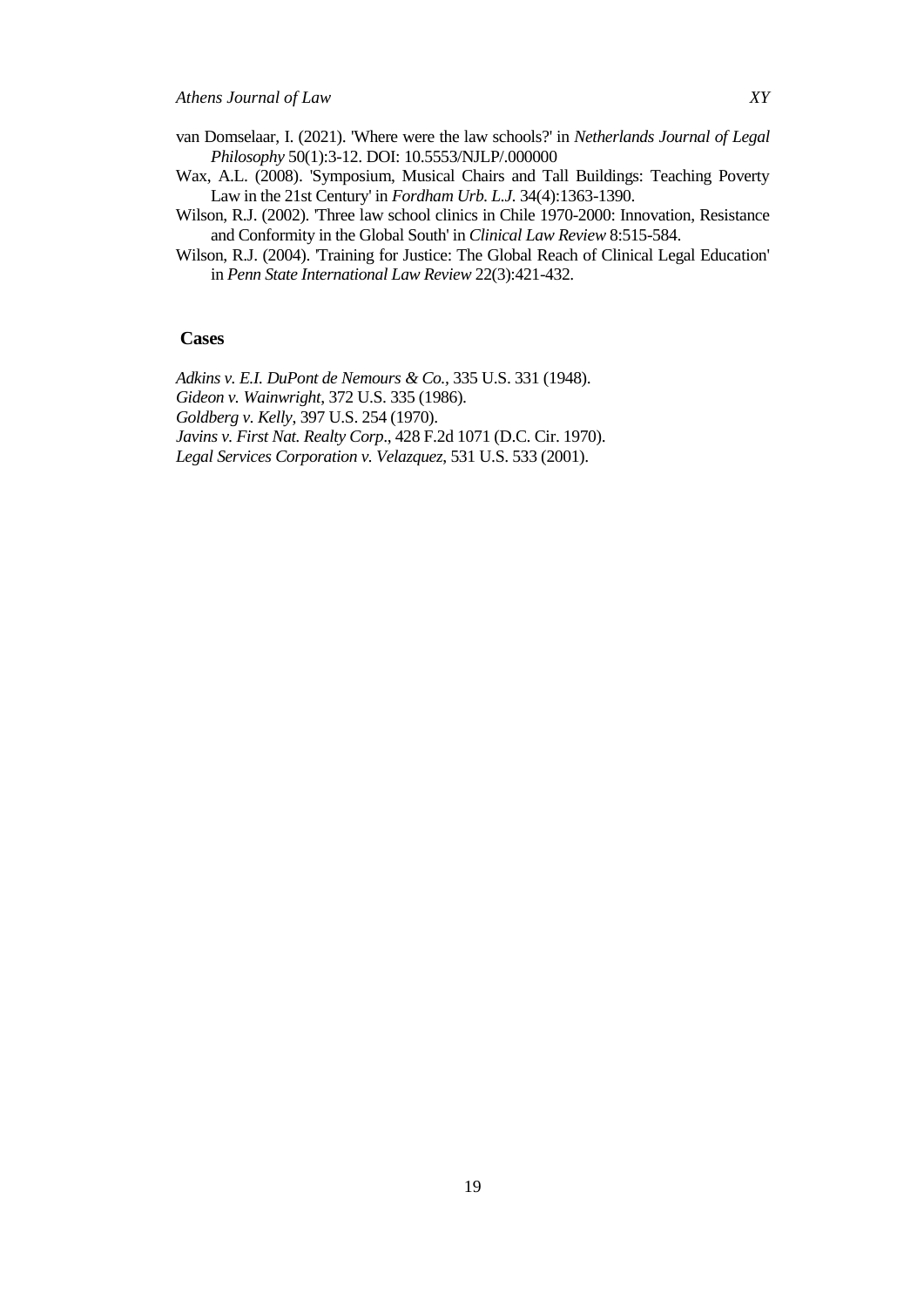van Domselaar, I. (2021). 'Where were the law schools?' in *Netherlands Journal of Legal Philosophy* 50(1):3-12. DOI: 10.5553/NJLP/.000000

Wax, A.L. (2008). 'Symposium, Musical Chairs and Tall Buildings: Teaching Poverty Law in the 21st Century' in *Fordham Urb. L.J.* 34(4):1363-1390.

Wilson, R.J. (2002). 'Three law school clinics in Chile 1970-2000: Innovation, Resistance and Conformity in the Global South' in *Clinical Law Review* 8:515-584.

Wilson, R.J. (2004). 'Training for Justice: The Global Reach of Clinical Legal Education' in *Penn State International Law Review* 22(3):421-432.

## Cases

*Adkins v. E.I. DuPont de Nemours & Co.*, 335 U.S. 331 (1948).
*Gideon v. Wainwright*, 372 U.S. 335 (1986).
*Goldberg v. Kelly*, 397 U.S. 254 (1970).
*Javins v. First Nat. Realty Corp*., 428 F.2d 1071 (D.C. Cir. 1970).
*Legal Services Corporation v. Velazquez*, 531 U.S. 533 (2001).